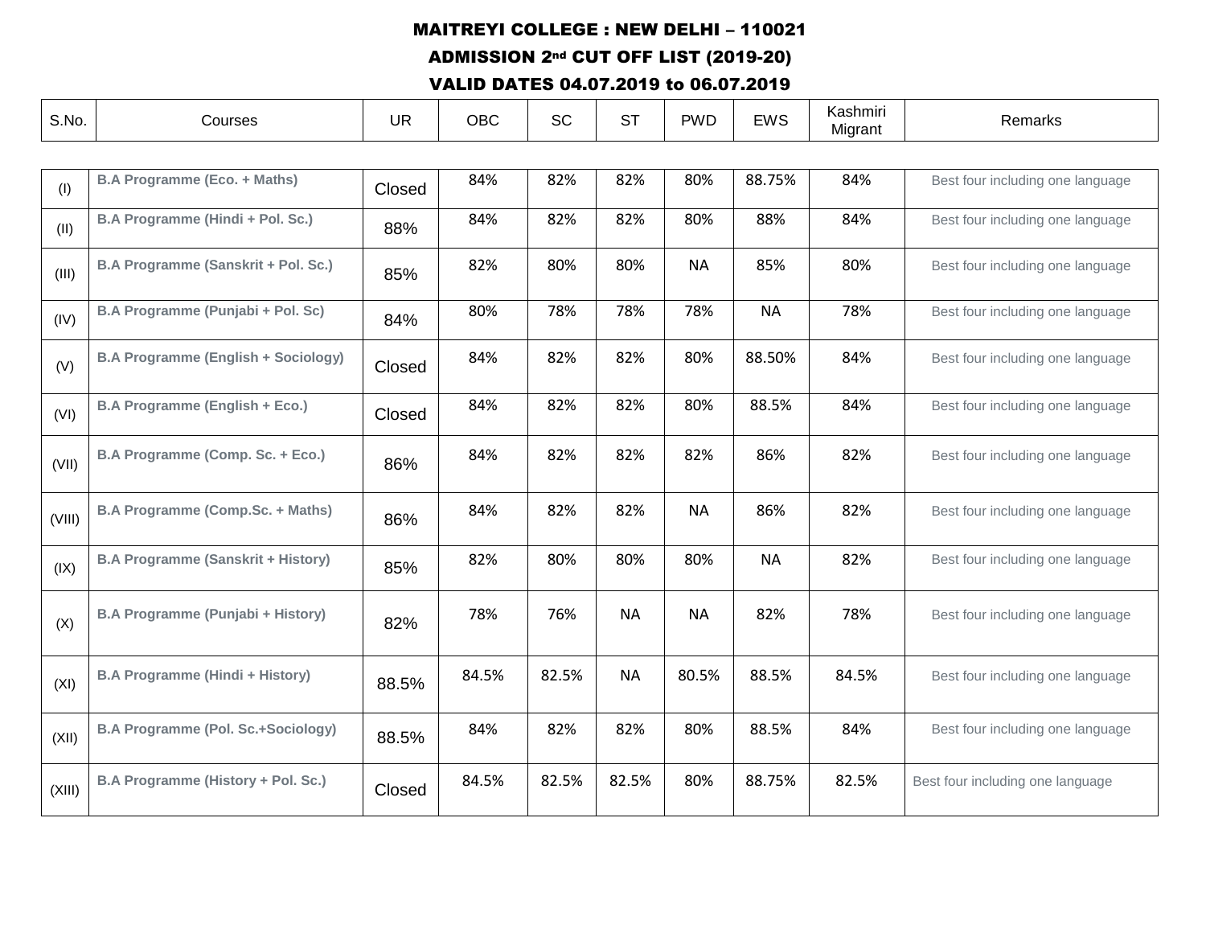# MAITREYI COLLEGE : NEW DELHI – 110021

## ADMISSION 2nd CUT OFF LIST (2019-20)

## VALID DATES 04.07.2019 to 06.07.2019

| S.No. | Courses | UR | OBC | SC | ST | PWD | EWS | Kashmiri Migrant | Remarks |
|---|---|---|---|---|---|---|---|---|---|
| (I) | **B.A Programme (Eco. + Maths)** | Closed | 84% | 82% | 82% | 80% | 88.75% | 84% | Best four including one language |
| (II) | **B.A Programme (Hindi + Pol. Sc.)** | 88% | 84% | 82% | 82% | 80% | 88% | 84% | Best four including one language |
| (III) | **B.A Programme (Sanskrit + Pol. Sc.)** | 85% | 82% | 80% | 80% | NA | 85% | 80% | Best four including one language |
| (IV) | **B.A Programme (Punjabi + Pol. Sc)** | 84% | 80% | 78% | 78% | 78% | NA | 78% | Best four including one language |
| (V) | **B.A Programme (English + Sociology)** | Closed | 84% | 82% | 82% | 80% | 88.50% | 84% | Best four including one language |
| (VI) | **B.A Programme (English + Eco.)** | Closed | 84% | 82% | 82% | 80% | 88.5% | 84% | Best four including one language |
| (VII) | **B.A Programme (Comp. Sc. + Eco.)** | 86% | 84% | 82% | 82% | 82% | 86% | 82% | Best four including one language |
| (VIII) | **B.A Programme (Comp.Sc. + Maths)** | 86% | 84% | 82% | 82% | NA | 86% | 82% | Best four including one language |
| (IX) | **B.A Programme (Sanskrit + History)** | 85% | 82% | 80% | 80% | 80% | NA | 82% | Best four including one language |
| (X) | **B.A Programme (Punjabi + History)** | 82% | 78% | 76% | NA | NA | 82% | 78% | Best four including one language |
| (XI) | **B.A Programme (Hindi + History)** | 88.5% | 84.5% | 82.5% | NA | 80.5% | 88.5% | 84.5% | Best four including one language |
| (XII) | **B.A Programme (Pol. Sc.+Sociology)** | 88.5% | 84% | 82% | 82% | 80% | 88.5% | 84% | Best four including one language |
| (XIII) | **B.A Programme (History + Pol. Sc.)** | Closed | 84.5% | 82.5% | 82.5% | 80% | 88.75% | 82.5% | Best four including one language |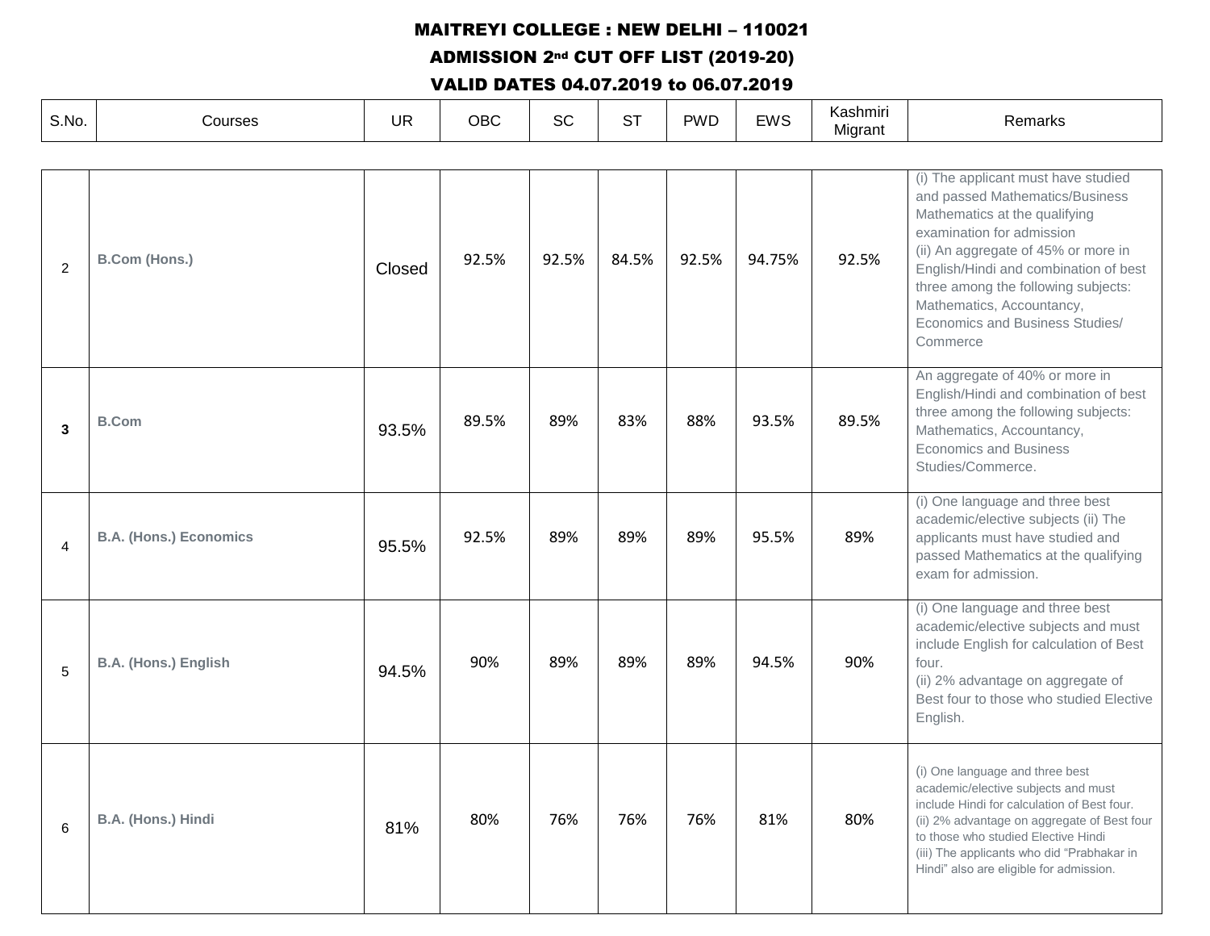# MAITREYI COLLEGE : NEW DELHI – 110021

## ADMISSION 2nd CUT OFF LIST (2019-20)

## VALID DATES 04.07.2019 to 06.07.2019

| S.No. | Courses | UR | OBC | SC | ST | PWD | EWS | Kashmiri Migrant | Remarks |
|---|---|---|---|---|---|---|---|---|---|
| 2 | **B.Com (Hons.)** | Closed | 92.5% | 92.5% | 84.5% | 92.5% | 94.75% | 92.5% | (i) The applicant must have studied and passed Mathematics/Business Mathematics at the qualifying examination for admission (ii) An aggregate of 45% or more in English/Hindi and combination of best three among the following subjects: Mathematics, Accountancy, Economics and Business Studies/ Commerce |
| 3 | **B.Com** | 93.5% | 89.5% | 89% | 83% | 88% | 93.5% | 89.5% | An aggregate of 40% or more in English/Hindi and combination of best three among the following subjects: Mathematics, Accountancy, Economics and Business Studies/Commerce. |
| 4 | **B.A. (Hons.) Economics** | 95.5% | 92.5% | 89% | 89% | 89% | 95.5% | 89% | (i) One language and three best academic/elective subjects (ii) The applicants must have studied and passed Mathematics at the qualifying exam for admission. |
| 5 | **B.A. (Hons.) English** | 94.5% | 90% | 89% | 89% | 89% | 94.5% | 90% | (i) One language and three best academic/elective subjects and must include English for calculation of Best four. (ii) 2% advantage on aggregate of Best four to those who studied Elective English. |
| 6 | **B.A. (Hons.) Hindi** | 81% | 80% | 76% | 76% | 76% | 81% | 80% | (i) One language and three best academic/elective subjects and must include Hindi for calculation of Best four. (ii) 2% advantage on aggregate of Best four to those who studied Elective Hindi (iii) The applicants who did "Prabhakar in Hindi" also are eligible for admission. |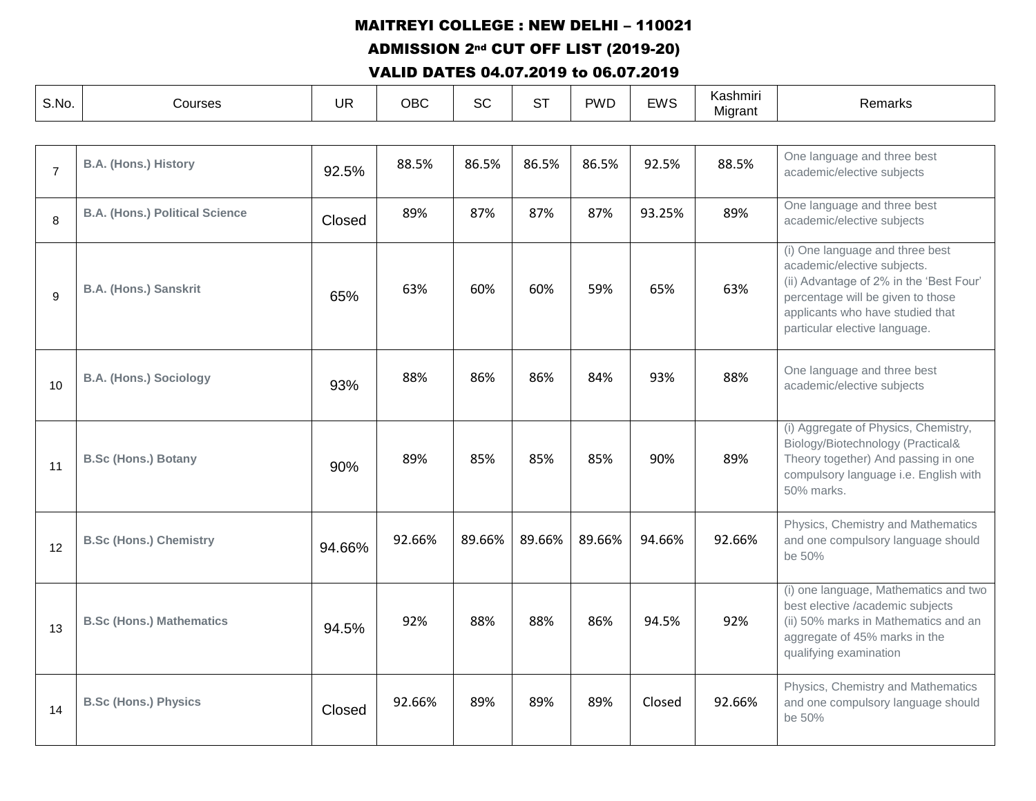**MAITREYI COLLEGE : NEW DELHI – 110021**

**ADMISSION 2nd CUT OFF LIST (2019-20)**

**VALID DATES 04.07.2019 to 06.07.2019**

| S.No. | Courses | UR | OBC | SC | ST | PWD | EWS | Kashmiri Migrant | Remarks |
|---|---|---|---|---|---|---|---|---|---|
| 7 | **B.A. (Hons.) History** | 92.5% | 88.5% | 86.5% | 86.5% | 86.5% | 92.5% | 88.5% | One language and three best academic/elective subjects |
| 8 | **B.A. (Hons.) Political Science** | Closed | 89% | 87% | 87% | 87% | 93.25% | 89% | One language and three best academic/elective subjects |
| 9 | **B.A. (Hons.) Sanskrit** | 65% | 63% | 60% | 60% | 59% | 65% | 63% | (i) One language and three best academic/elective subjects. (ii) Advantage of 2% in the 'Best Four' percentage will be given to those applicants who have studied that particular elective language. |
| 10 | **B.A. (Hons.) Sociology** | 93% | 88% | 86% | 86% | 84% | 93% | 88% | One language and three best academic/elective subjects |
| 11 | **B.Sc (Hons.) Botany** | 90% | 89% | 85% | 85% | 85% | 90% | 89% | (i) Aggregate of Physics, Chemistry, Biology/Biotechnology (Practical& Theory together) And passing in one compulsory language i.e. English with 50% marks. |
| 12 | **B.Sc (Hons.) Chemistry** | 94.66% | 92.66% | 89.66% | 89.66% | 89.66% | 94.66% | 92.66% | Physics, Chemistry and Mathematics and one compulsory language should be 50% |
| 13 | **B.Sc (Hons.) Mathematics** | 94.5% | 92% | 88% | 88% | 86% | 94.5% | 92% | (i) one language, Mathematics and two best elective /academic subjects (ii) 50% marks in Mathematics and an aggregate of 45% marks in the qualifying examination |
| 14 | **B.Sc (Hons.) Physics** | Closed | 92.66% | 89% | 89% | 89% | Closed | 92.66% | Physics, Chemistry and Mathematics and one compulsory language should be 50% |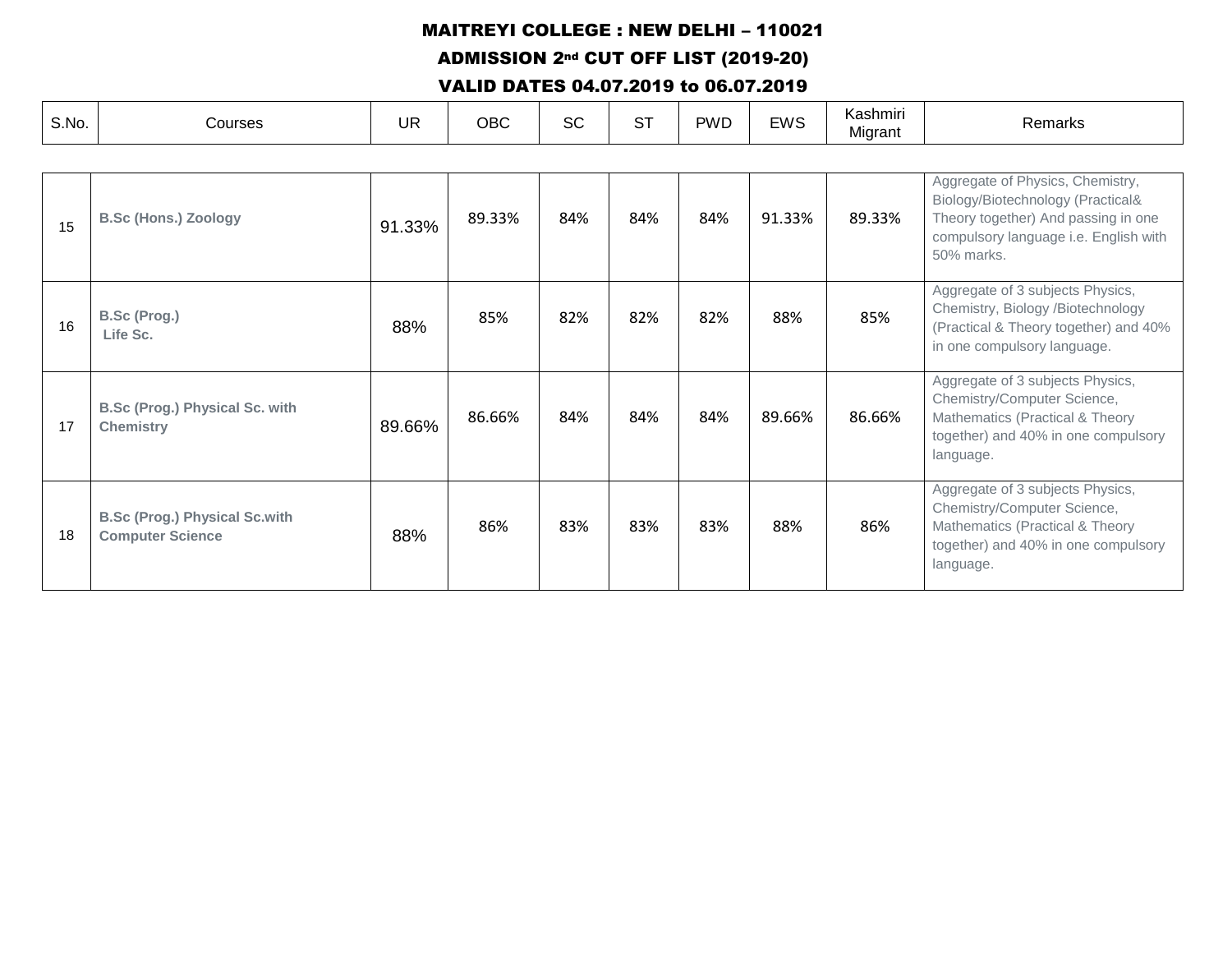**MAITREYI COLLEGE : NEW DELHI – 110021**

**ADMISSION 2nd CUT OFF LIST (2019-20)**

**VALID DATES 04.07.2019 to 06.07.2019**

| S.No. | Courses | UR | OBC | SC | ST | PWD | EWS | Kashmiri Migrant | Remarks |
|---|---|---|---|---|---|---|---|---|---|
| 15 | **B.Sc (Hons.) Zoology** | 91.33% | 89.33% | 84% | 84% | 84% | 91.33% | 89.33% | Aggregate of Physics, Chemistry, Biology/Biotechnology (Practical& Theory together) And passing in one compulsory language i.e. English with 50% marks. |
| 16 | **B.Sc (Prog.) Life Sc.** | 88% | 85% | 82% | 82% | 82% | 88% | 85% | Aggregate of 3 subjects Physics, Chemistry, Biology /Biotechnology (Practical & Theory together) and 40% in one compulsory language. |
| 17 | **B.Sc (Prog.) Physical Sc. with Chemistry** | 89.66% | 86.66% | 84% | 84% | 84% | 89.66% | 86.66% | Aggregate of 3 subjects Physics, Chemistry/Computer Science, Mathematics (Practical & Theory together) and 40% in one compulsory language. |
| 18 | **B.Sc (Prog.) Physical Sc.with Computer Science** | 88% | 86% | 83% | 83% | 83% | 88% | 86% | Aggregate of 3 subjects Physics, Chemistry/Computer Science, Mathematics (Practical & Theory together) and 40% in one compulsory language. |